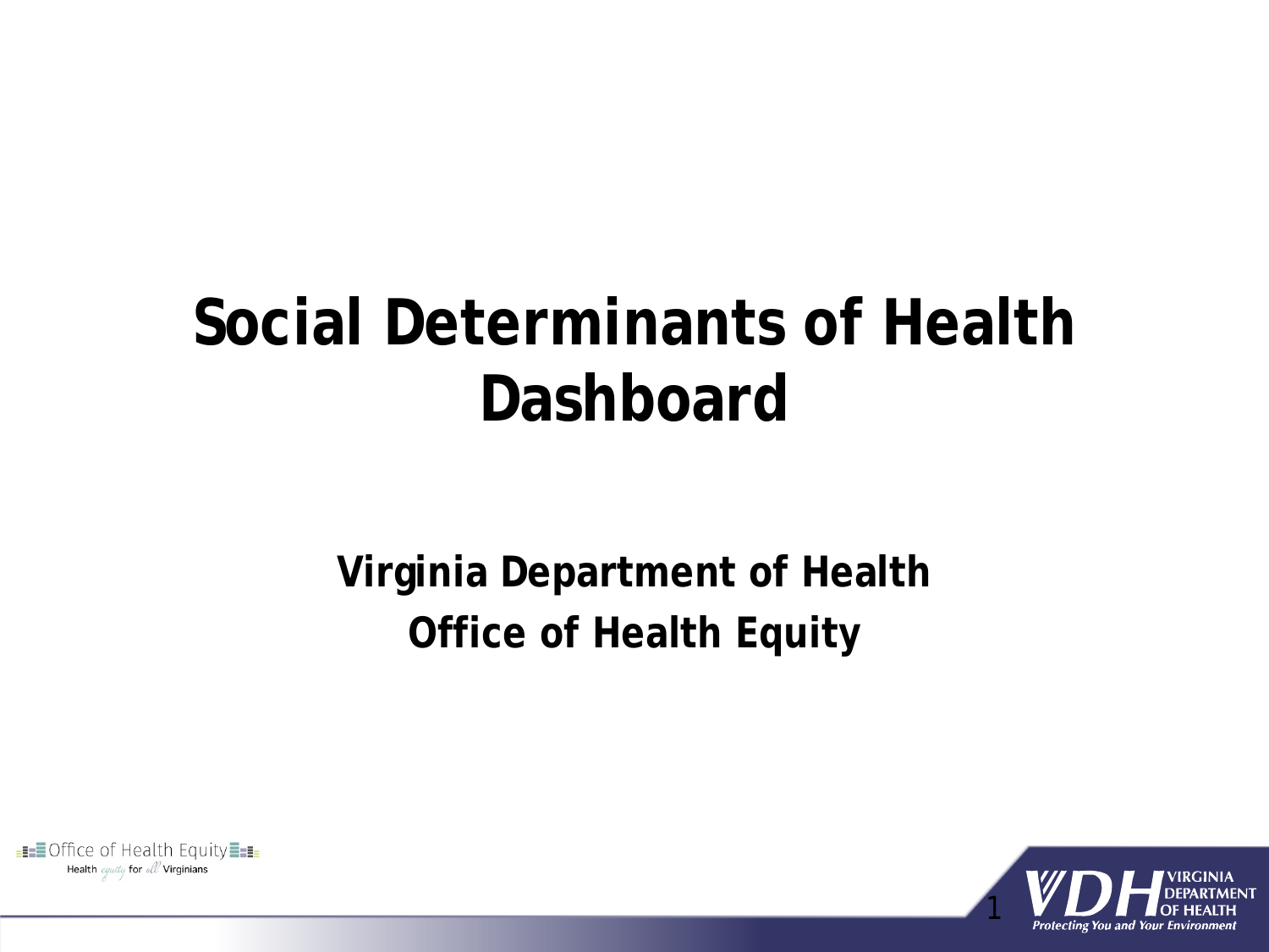# Social Determinants of Health Dashboard

**Virginia Department of Health**
**Office of Health Equity**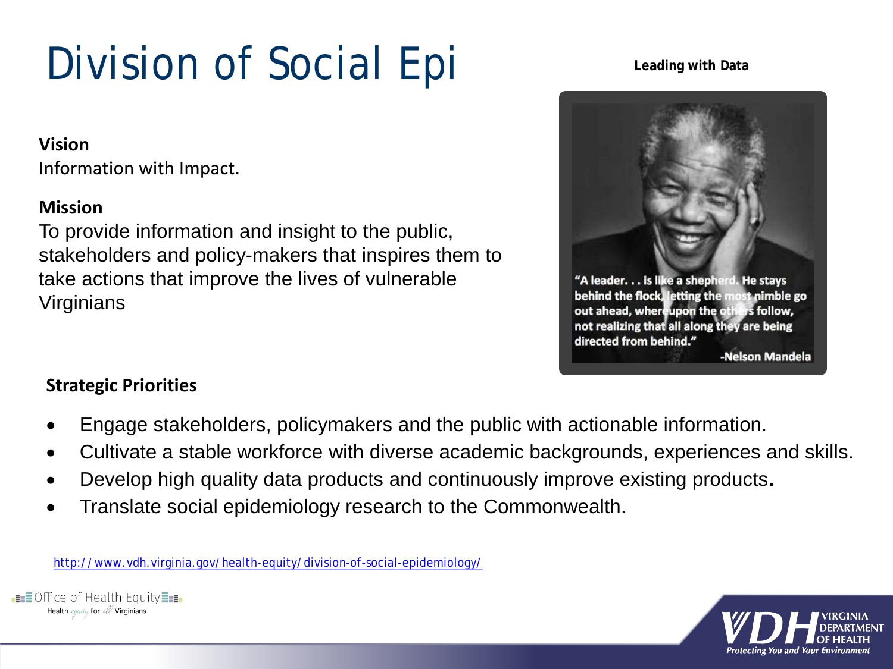# Division of Social Epi

**Leading with Data**

"A leader. . . is like a shepherd. He stays behind the flock, letting the most nimble go out ahead, whereupon the others follow, not realizing that all along they are being directed from behind."

-Nelson Mandela

**Vision**

Information with Impact.

**Mission**

To provide information and insight to the public, stakeholders and policy-makers that inspires them to take actions that improve the lives of vulnerable Virginians

**Strategic Priorities**

- Engage stakeholders, policymakers and the public with actionable information.
- Cultivate a stable workforce with diverse academic backgrounds, experiences and skills.
- Develop high quality data products and continuously improve existing products**.**
- Translate social epidemiology research to the Commonwealth.

http://www.vdh.virginia.gov/health-equity/division-of-social-epidemiology/

Office of Health Equity
Health equity for all Virginians

VIRGINIA DEPARTMENT OF HEALTH
Protecting You and Your Environment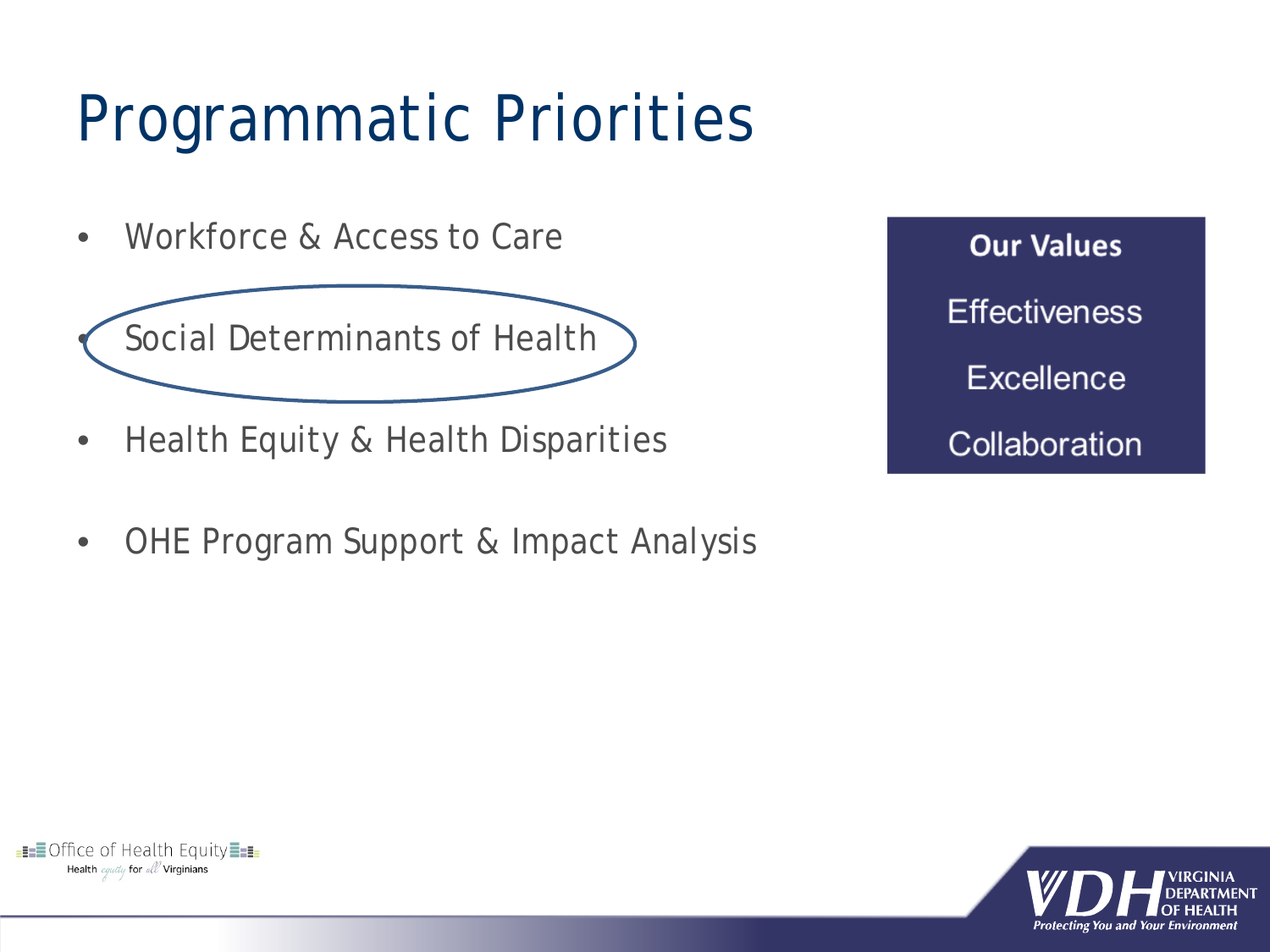# Programmatic Priorities

- Workforce & Access to Care
- Social Determinants of Health
- Health Equity & Health Disparities
- OHE Program Support & Impact Analysis

**Our Values**

Effectiveness

Excellence

Collaboration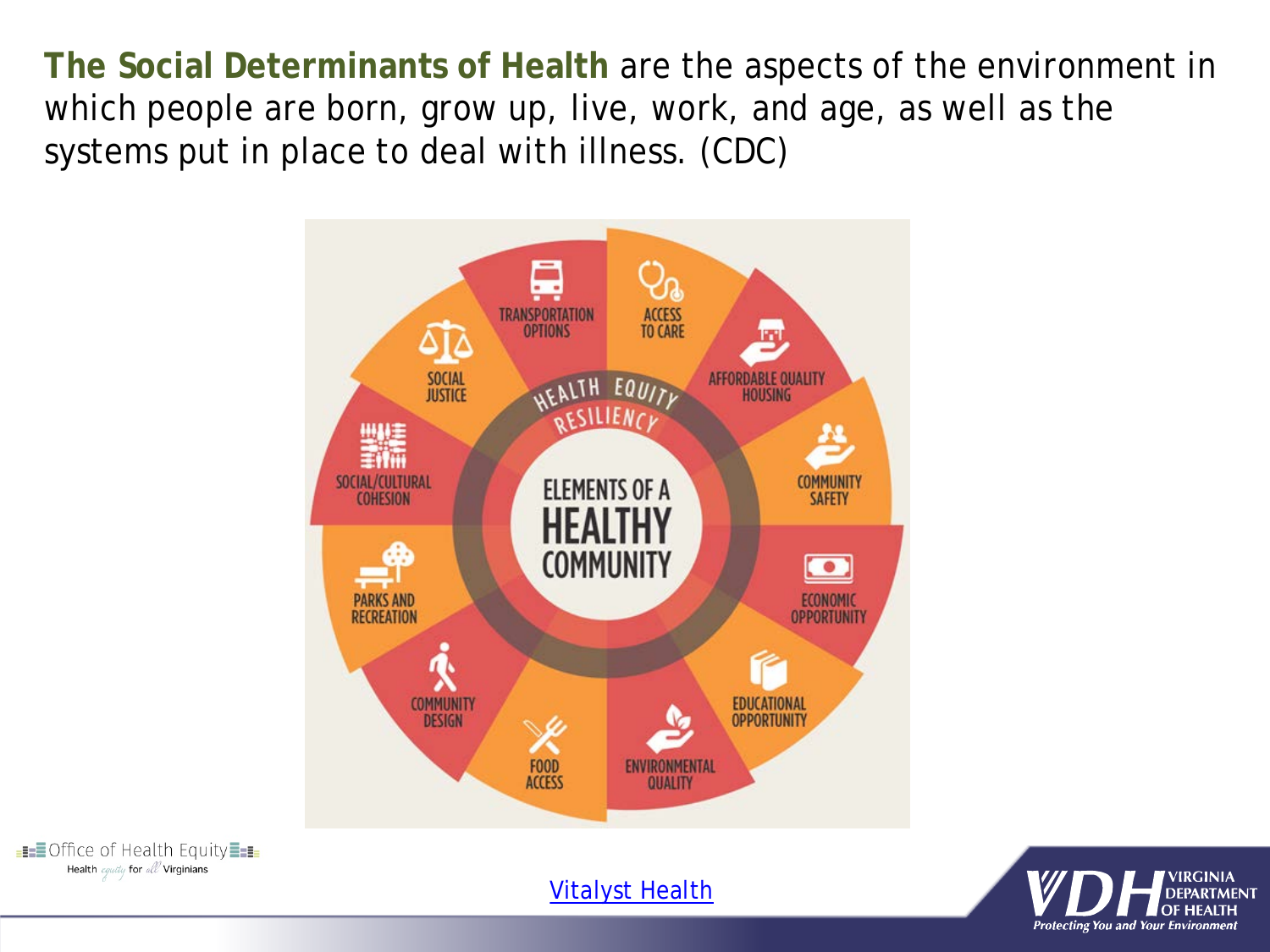**The Social Determinants of Health** are the aspects of the environment in which people are born, grow up, live, work, and age, as well as the systems put in place to deal with illness. (CDC)

ELEMENTS OF A HEALTHY COMMUNITY

HEALTH EQUITY

RESILIENCY

- TRANSPORTATION OPTIONS
- ACCESS TO CARE
- AFFORDABLE QUALITY HOUSING
- COMMUNITY SAFETY
- ECONOMIC OPPORTUNITY
- EDUCATIONAL OPPORTUNITY
- ENVIRONMENTAL QUALITY
- FOOD ACCESS
- COMMUNITY DESIGN
- PARKS AND RECREATION
- SOCIAL/CULTURAL COHESION
- SOCIAL JUSTICE

Vitalyst Health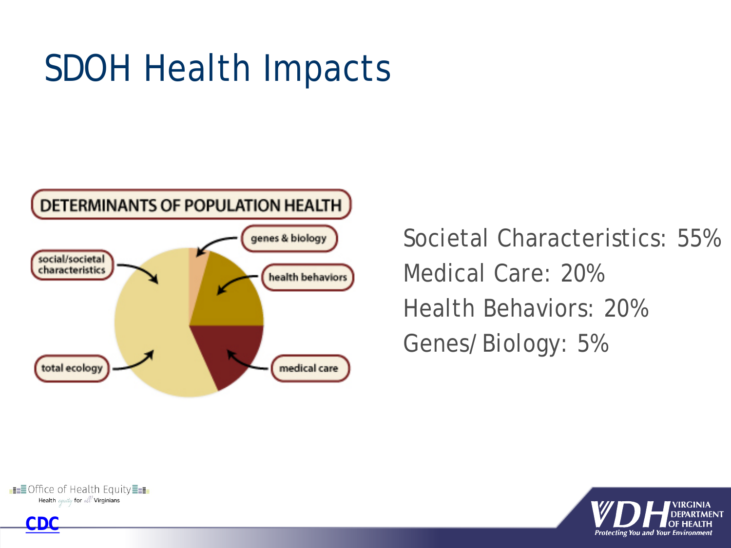# SDOH Health Impacts

**DETERMINANTS OF POPULATION HEALTH**

genes & biology

social/societal characteristics

health behaviors

total ecology

medical care

Societal Characteristics: 55%

Medical Care: 20%

Health Behaviors: 20%

Genes/ Biology: 5%

CDC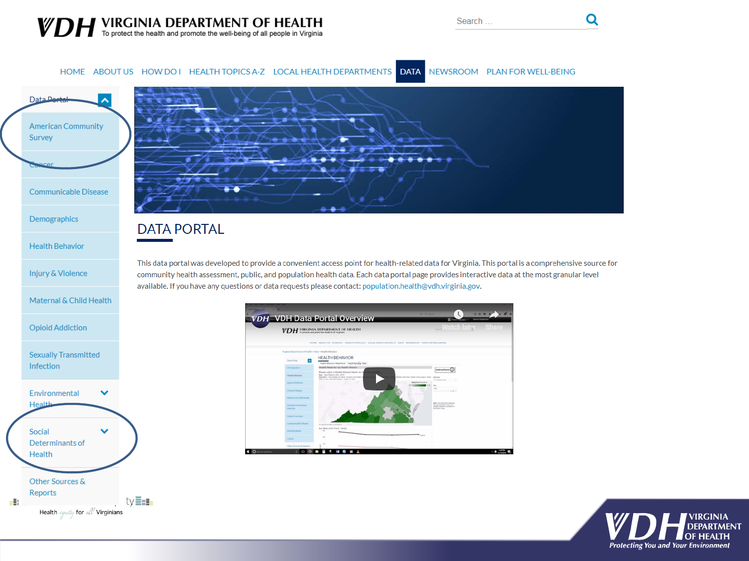# VDH VIRGINIA DEPARTMENT OF HEALTH

To protect the health and promote the well-being of all people in Virginia

Search ...

HOME | ABOUT US | HOW DO I | HEALTH TOPICS A-Z | LOCAL HEALTH DEPARTMENTS | DATA | NEWSROOM | PLAN FOR WELL-BEING

- Data Portal
  - American Community Survey
  - Cancer
  - Communicable Disease
  - Demographics
  - Health Behavior
  - Injury & Violence
  - Maternal & Child Health
  - Opioid Addiction
  - Sexually Transmitted Infection
  - Environmental Health
  - Social Determinants of Health
  - Other Sources & Reports

## DATA PORTAL

This data portal was developed to provide a convenient access point for health-related data for Virginia. This portal is a comprehensive source for community health assessment, public, and population health data. Each data portal page provides interactive data at the most granular level available. If you have any questions or data requests please contact: population.health@vdh.virginia.gov.

VDH Data Portal Overview

Health equity for all Virginians

VIRGINIA DEPARTMENT OF HEALTH

Protecting You and Your Environment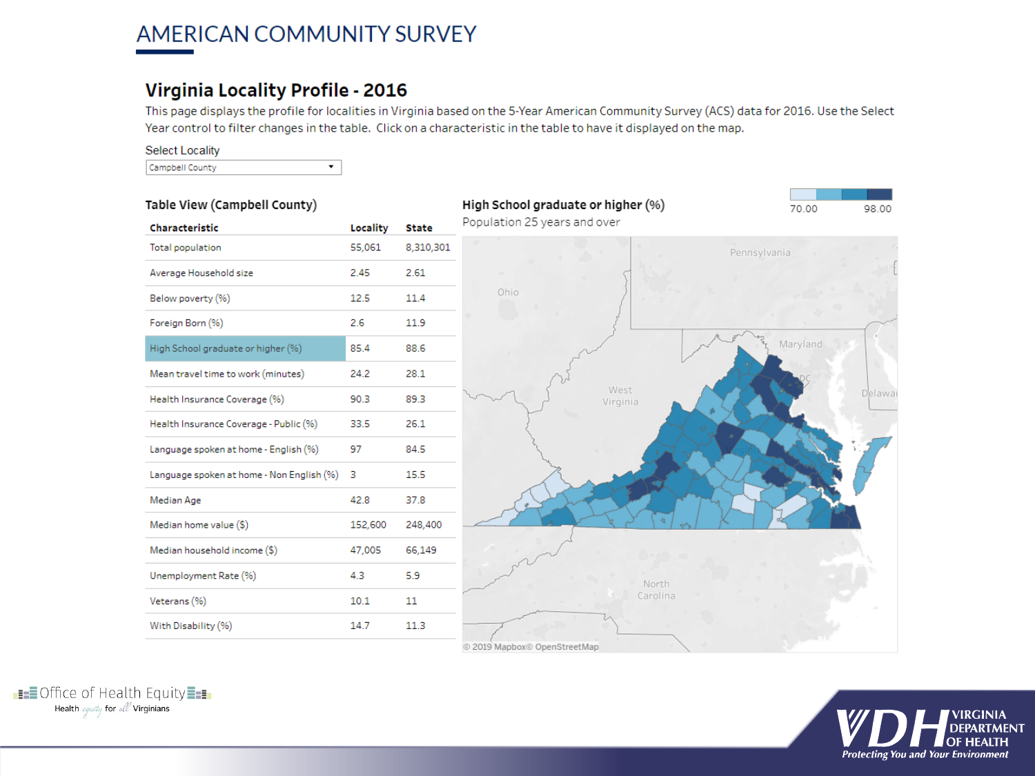# AMERICAN COMMUNITY SURVEY

## Virginia Locality Profile - 2016

This page displays the profile for localities in Virginia based on the 5-Year American Community Survey (ACS) data for 2016. Use the Select Year control to filter changes in the table. Click on a characteristic in the table to have it displayed on the map.

Select Locality

Campbell County

### Table View (Campbell County)

| Characteristic | Locality | State |
|---|---|---|
| Total population | 55,061 | 8,310,301 |
| Average Household size | 2.45 | 2.61 |
| Below poverty (%) | 12.5 | 11.4 |
| Foreign Born (%) | 2.6 | 11.9 |
| High School graduate or higher (%) | 85.4 | 88.6 |
| Mean travel time to work (minutes) | 24.2 | 28.1 |
| Health Insurance Coverage (%) | 90.3 | 89.3 |
| Health Insurance Coverage - Public (%) | 33.5 | 26.1 |
| Language spoken at home - English (%) | 97 | 84.5 |
| Language spoken at home - Non English (%) | 3 | 15.5 |
| Median Age | 42.8 | 37.8 |
| Median home value ($) | 152,600 | 248,400 |
| Median household income ($) | 47,005 | 66,149 |
| Unemployment Rate (%) | 4.3 | 5.9 |
| Veterans (%) | 10.1 | 11 |
| With Disability (%) | 14.7 | 11.3 |

### High School graduate or higher (%)

Population 25 years and over

70.00 — 98.00

Pennsylvania, Ohio, Maryland, DC, Delaware, West Virginia, Virginia, North Carolina

© 2019 Mapbox© OpenStreetMap

Office of Health Equity
Health equity for all Virginians

VDH VIRGINIA DEPARTMENT OF HEALTH
Protecting You and Your Environment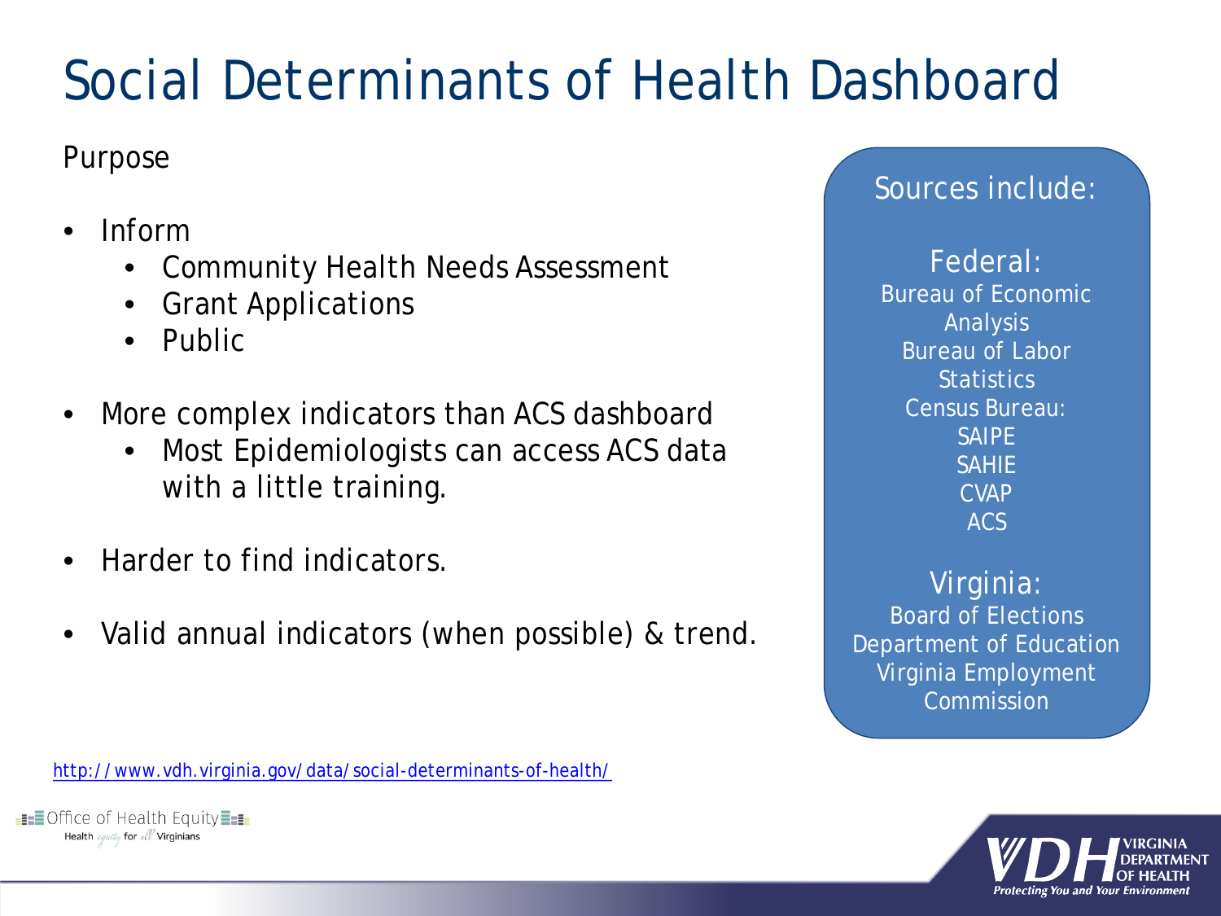# Social Determinants of Health Dashboard

Purpose

- Inform
  - Community Health Needs Assessment
  - Grant Applications
  - Public
- More complex indicators than ACS dashboard
  - Most Epidemiologists can access ACS data with a little training.
- Harder to find indicators.
- Valid annual indicators (when possible) & trend.

Sources include:

Federal:
Bureau of Economic Analysis
Bureau of Labor Statistics
Census Bureau:
SAIPE
SAHIE
CVAP
ACS

Virginia:
Board of Elections
Department of Education
Virginia Employment Commission

http://www.vdh.virginia.gov/data/social-determinants-of-health/

Office of Health Equity
Health equity for all Virginians

VDH VIRGINIA DEPARTMENT OF HEALTH
Protecting You and Your Environment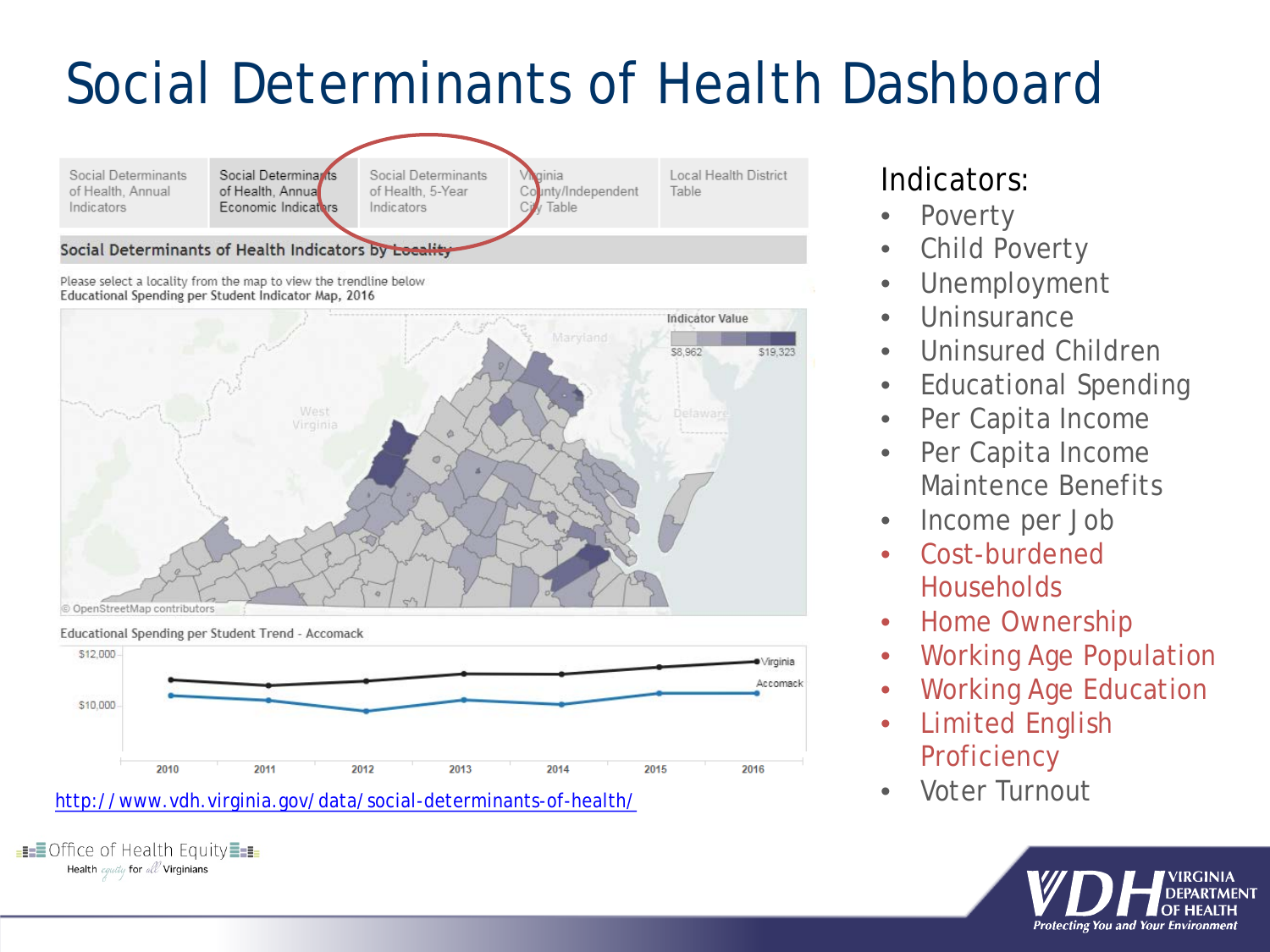# Social Determinants of Health Dashboard

Social Determinants of Health, Annual Indicators | Social Determinants of Health, Annual Economic Indicators | Social Determinants of Health, 5-Year Indicators | Virginia County/Independent City Table | Local Health District Table

**Social Determinants of Health Indicators by Locality**

Please select a locality from the map to view the trendline below

Educational Spending per Student Indicator Map, 2016

Indicator Value: $8,962 – $19,323

© OpenStreetMap contributors

Educational Spending per Student Trend - Accomack

http://www.vdh.virginia.gov/data/social-determinants-of-health/

Indicators:

- Poverty
- Child Poverty
- Unemployment
- Uninsurance
- Uninsured Children
- Educational Spending
- Per Capita Income
- Per Capita Income Maintence Benefits
- Income per Job
- Cost-burdened Households
- Home Ownership
- Working Age Population
- Working Age Education
- Limited English Proficiency
- Voter Turnout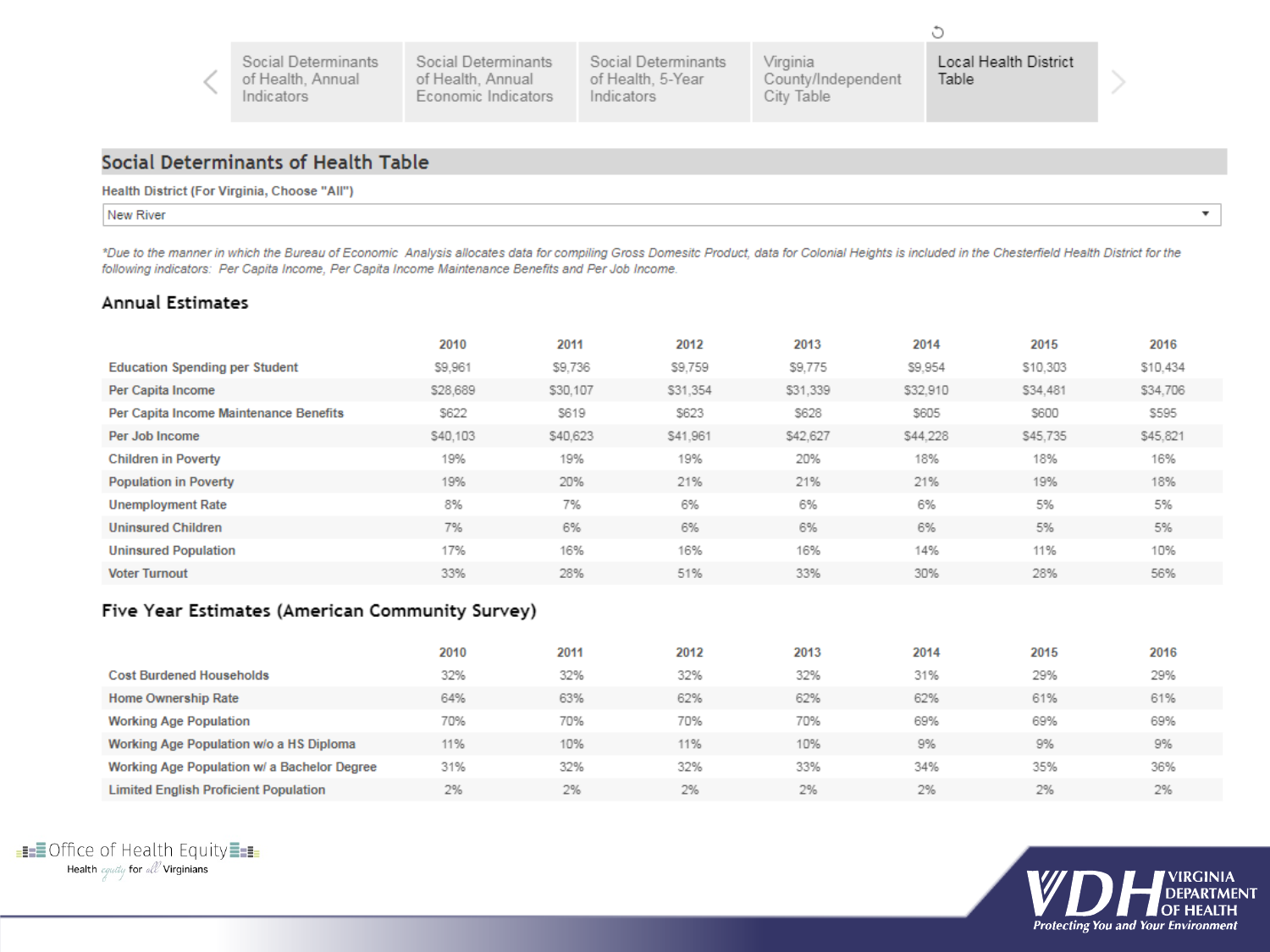Social Determinants of Health, Annual Indicators | Social Determinants of Health, Annual Economic Indicators | Social Determinants of Health, 5-Year Indicators | Virginia County/Independent City Table | Local Health District Table

## Social Determinants of Health Table

**Health District (For Virginia, Choose "All")**

New River

*\*Due to the manner in which the Bureau of Economic Analysis allocates data for compiling Gross Domesitc Product, data for Colonial Heights is included in the Chesterfield Health District for the following indicators: Per Capita Income, Per Capita Income Maintenance Benefits and Per Job Income.*

### Annual Estimates

| | 2010 | 2011 | 2012 | 2013 | 2014 | 2015 | 2016 |
|---|---|---|---|---|---|---|---|
| Education Spending per Student | $9,961 | $9,736 | $9,759 | $9,775 | $9,954 | $10,303 | $10,434 |
| Per Capita Income | $28,689 | $30,107 | $31,354 | $31,339 | $32,910 | $34,481 | $34,706 |
| Per Capita Income Maintenance Benefits | $622 | $619 | $623 | $628 | $605 | $600 | $595 |
| Per Job Income | $40,103 | $40,623 | $41,961 | $42,627 | $44,228 | $45,735 | $45,821 |
| Children in Poverty | 19% | 19% | 19% | 20% | 18% | 18% | 16% |
| Population in Poverty | 19% | 20% | 21% | 21% | 21% | 19% | 18% |
| Unemployment Rate | 8% | 7% | 6% | 6% | 6% | 5% | 5% |
| Uninsured Children | 7% | 6% | 6% | 6% | 6% | 5% | 5% |
| Uninsured Population | 17% | 16% | 16% | 16% | 14% | 11% | 10% |
| Voter Turnout | 33% | 28% | 51% | 33% | 30% | 28% | 56% |

### Five Year Estimates (American Community Survey)

| | 2010 | 2011 | 2012 | 2013 | 2014 | 2015 | 2016 |
|---|---|---|---|---|---|---|---|
| Cost Burdened Households | 32% | 32% | 32% | 32% | 31% | 29% | 29% |
| Home Ownership Rate | 64% | 63% | 62% | 62% | 62% | 61% | 61% |
| Working Age Population | 70% | 70% | 70% | 70% | 69% | 69% | 69% |
| Working Age Population w/o a HS Diploma | 11% | 10% | 11% | 10% | 9% | 9% | 9% |
| Working Age Population w/ a Bachelor Degree | 31% | 32% | 32% | 33% | 34% | 35% | 36% |
| Limited English Proficient Population | 2% | 2% | 2% | 2% | 2% | 2% | 2% |

Office of Health Equity — Health equity for all Virginians

VDH Virginia Department of Health — Protecting You and Your Environment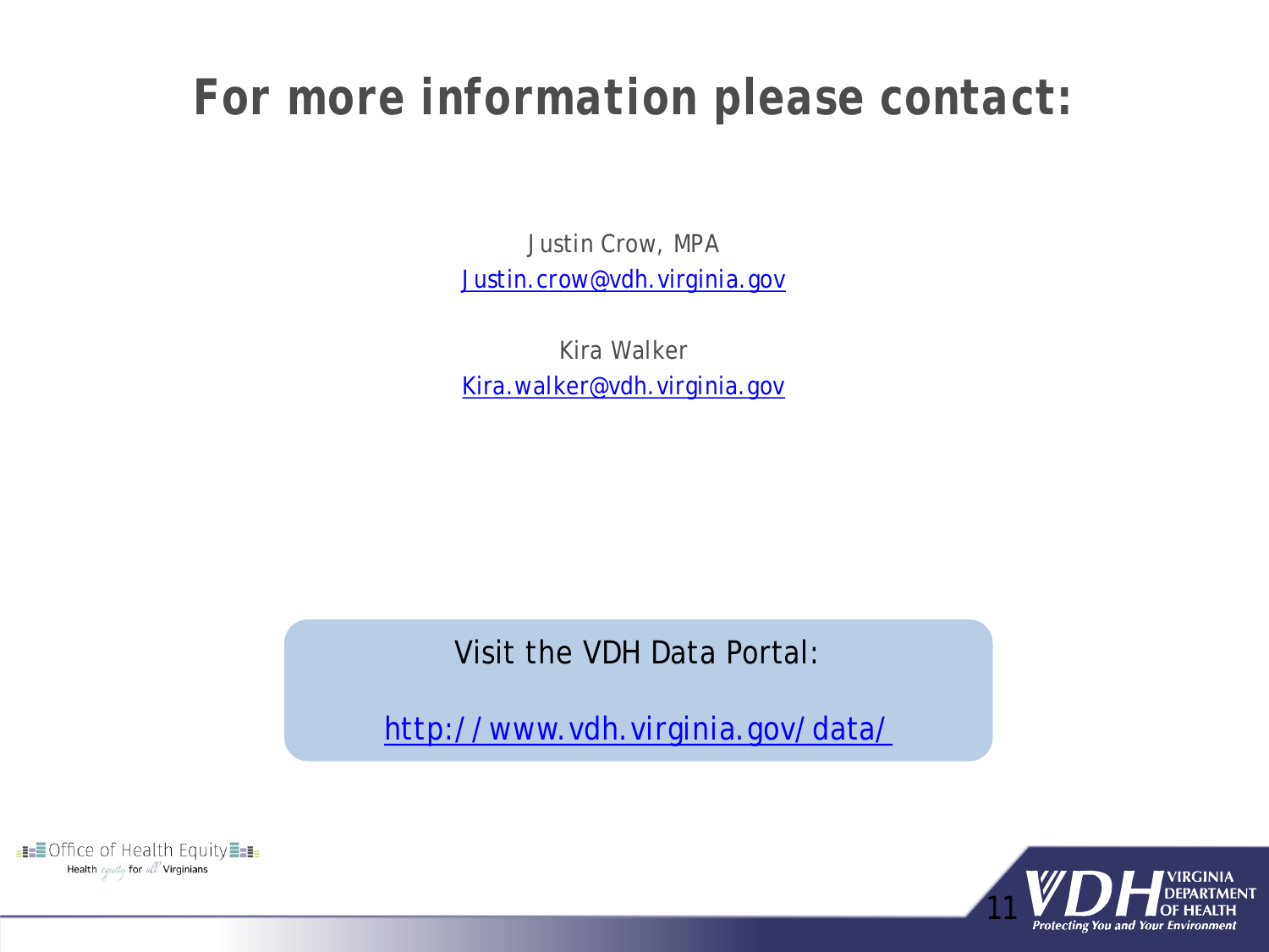# For more information please contact:

Justin Crow, MPA
Justin.crow@vdh.virginia.gov

Kira Walker
Kira.walker@vdh.virginia.gov

Visit the VDH Data Portal:

http://www.vdh.virginia.gov/data/

Office of Health Equity
Health equity for all Virginians

VIRGINIA DEPARTMENT OF HEALTH
Protecting You and Your Environment